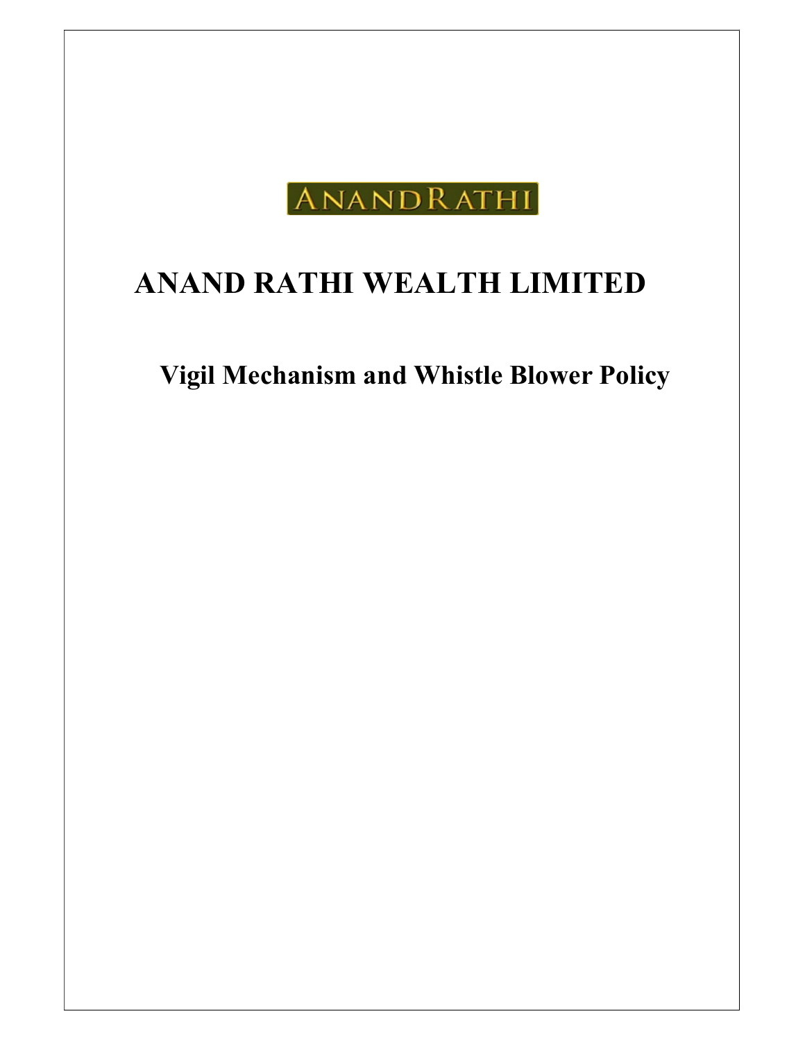ANANDRATHI

# ANAND RATHI WEALTH LIMITED

## Vigil Mechanism and Whistle Blower Policy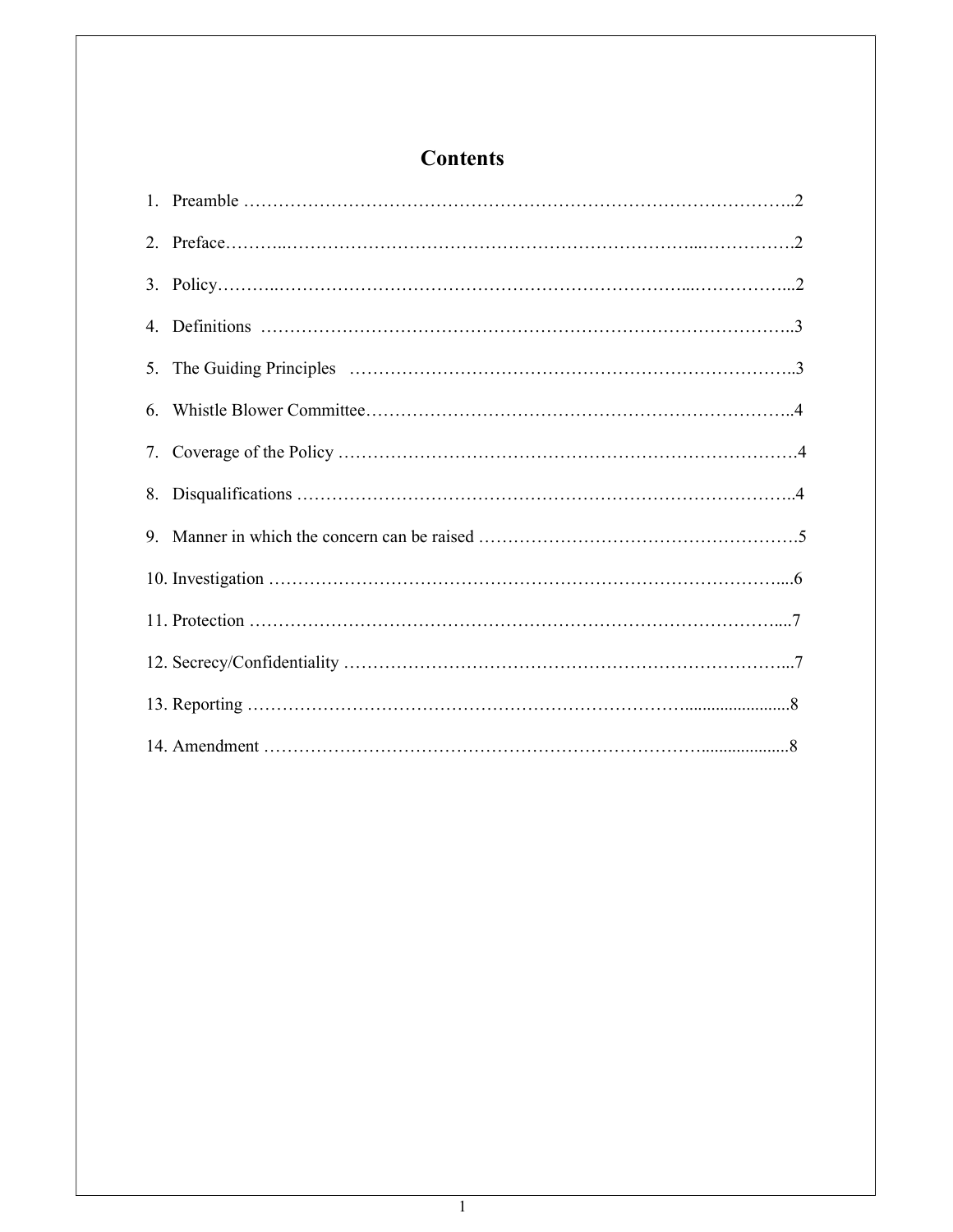# Contents

1. Preamble ……………………………………………………………………………………..2
2. Preface………..…………………………………………………………………..…………….2
3. Policy………..…………………………………………………………………..……………...2
4. Definitions ………………………………………………………………………………..3
5. The Guiding Principles ………………………………………………………………..3
6. Whistle Blower Committee………………………………………………………………..4
7. Coverage of the Policy ……………………………………………………………………4
8. Disqualifications …………………………………………………………………………..4
9. Manner in which the concern can be raised ………………………………………………5
10. Investigation ……………………………………………………………………………....6
11. Protection ……………………………………………………………………………….....7
12. Secrecy/Confidentiality …………………………………………………………………...7
13. Reporting ……………………………………………………………………........................8
14. Amendment …………………………………………………………………....................8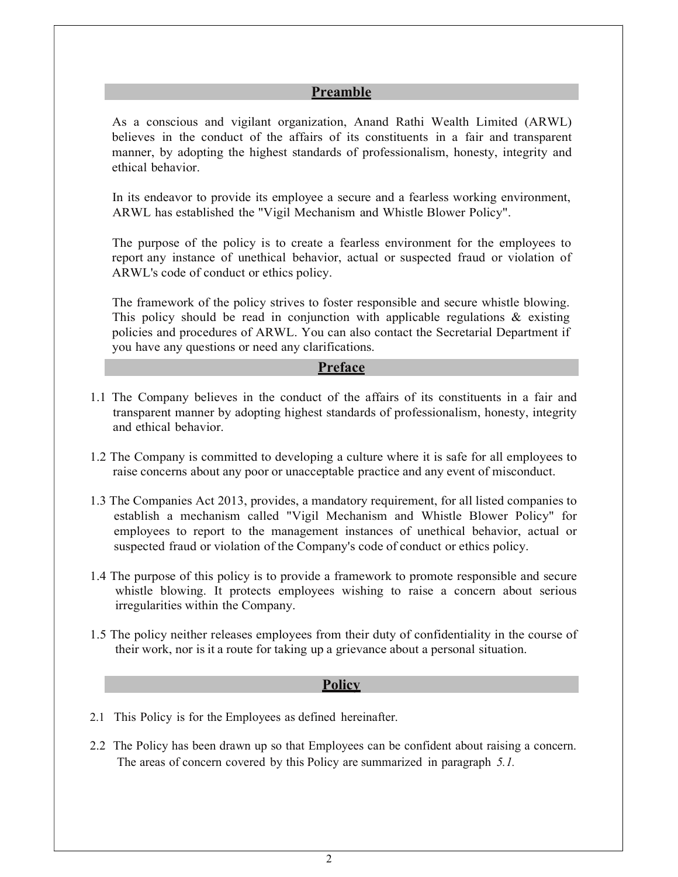## Preamble

As a conscious and vigilant organization, Anand Rathi Wealth Limited (ARWL) believes in the conduct of the affairs of its constituents in a fair and transparent manner, by adopting the highest standards of professionalism, honesty, integrity and ethical behavior.

In its endeavor to provide its employee a secure and a fearless working environment, ARWL has established the "Vigil Mechanism and Whistle Blower Policy".

The purpose of the policy is to create a fearless environment for the employees to report any instance of unethical behavior, actual or suspected fraud or violation of ARWL's code of conduct or ethics policy.

The framework of the policy strives to foster responsible and secure whistle blowing. This policy should be read in conjunction with applicable regulations & existing policies and procedures of ARWL. You can also contact the Secretarial Department if you have any questions or need any clarifications.

## Preface

1.1 The Company believes in the conduct of the affairs of its constituents in a fair and transparent manner by adopting highest standards of professionalism, honesty, integrity and ethical behavior.

1.2 The Company is committed to developing a culture where it is safe for all employees to raise concerns about any poor or unacceptable practice and any event of misconduct.

1.3 The Companies Act 2013, provides, a mandatory requirement, for all listed companies to establish a mechanism called "Vigil Mechanism and Whistle Blower Policy" for employees to report to the management instances of unethical behavior, actual or suspected fraud or violation of the Company's code of conduct or ethics policy.

1.4 The purpose of this policy is to provide a framework to promote responsible and secure whistle blowing. It protects employees wishing to raise a concern about serious irregularities within the Company.

1.5 The policy neither releases employees from their duty of confidentiality in the course of their work, nor is it a route for taking up a grievance about a personal situation.

## Policy

2.1 This Policy is for the Employees as defined hereinafter.

2.2 The Policy has been drawn up so that Employees can be confident about raising a concern. The areas of concern covered by this Policy are summarized in paragraph *5.1.*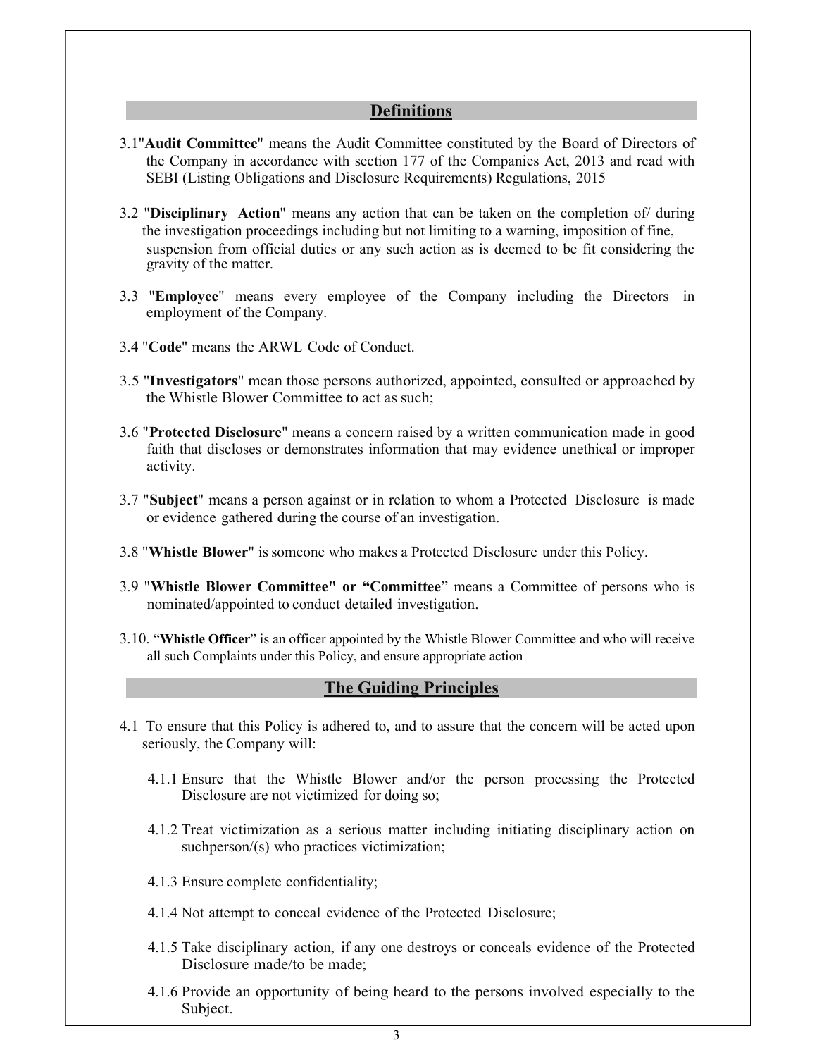## Definitions

3.1"**Audit Committee**" means the Audit Committee constituted by the Board of Directors of the Company in accordance with section 177 of the Companies Act, 2013 and read with SEBI (Listing Obligations and Disclosure Requirements) Regulations, 2015

3.2 "**Disciplinary Action**" means any action that can be taken on the completion of/ during the investigation proceedings including but not limiting to a warning, imposition of fine, suspension from official duties or any such action as is deemed to be fit considering the gravity of the matter.

3.3 "**Employee**" means every employee of the Company including the Directors in employment of the Company.

3.4 "**Code**" means the ARWL Code of Conduct.

3.5 "**Investigators**" mean those persons authorized, appointed, consulted or approached by the Whistle Blower Committee to act as such;

3.6 "**Protected Disclosure**" means a concern raised by a written communication made in good faith that discloses or demonstrates information that may evidence unethical or improper activity.

3.7 "**Subject**" means a person against or in relation to whom a Protected Disclosure is made or evidence gathered during the course of an investigation.

3.8 "**Whistle Blower**" is someone who makes a Protected Disclosure under this Policy.

3.9 "**Whistle Blower Committee" or "Committee**" means a Committee of persons who is nominated/appointed to conduct detailed investigation.

3.10. "**Whistle Officer**" is an officer appointed by the Whistle Blower Committee and who will receive all such Complaints under this Policy, and ensure appropriate action

## The Guiding Principles

4.1 To ensure that this Policy is adhered to, and to assure that the concern will be acted upon seriously, the Company will:

4.1.1 Ensure that the Whistle Blower and/or the person processing the Protected Disclosure are not victimized for doing so;

4.1.2 Treat victimization as a serious matter including initiating disciplinary action on suchperson/(s) who practices victimization;

4.1.3 Ensure complete confidentiality;

4.1.4 Not attempt to conceal evidence of the Protected Disclosure;

4.1.5 Take disciplinary action, if any one destroys or conceals evidence of the Protected Disclosure made/to be made;

4.1.6 Provide an opportunity of being heard to the persons involved especially to the Subject.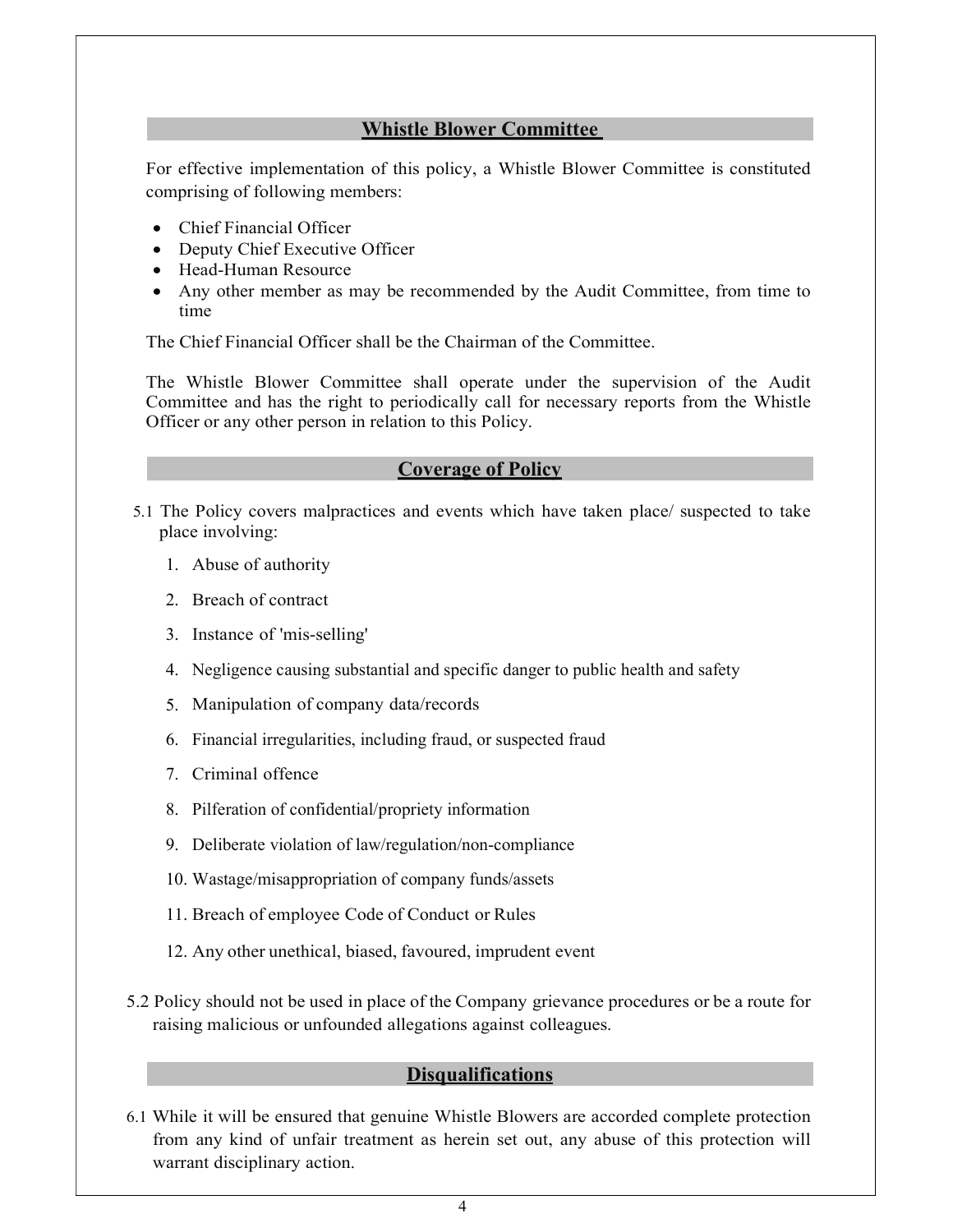## Whistle Blower Committee

For effective implementation of this policy, a Whistle Blower Committee is constituted comprising of following members:

- Chief Financial Officer
- Deputy Chief Executive Officer
- Head-Human Resource
- Any other member as may be recommended by the Audit Committee, from time to time

The Chief Financial Officer shall be the Chairman of the Committee.

The Whistle Blower Committee shall operate under the supervision of the Audit Committee and has the right to periodically call for necessary reports from the Whistle Officer or any other person in relation to this Policy.

## Coverage of Policy

5.1 The Policy covers malpractices and events which have taken place/ suspected to take place involving:

1. Abuse of authority
2. Breach of contract
3. Instance of 'mis-selling'
4. Negligence causing substantial and specific danger to public health and safety
5. Manipulation of company data/records
6. Financial irregularities, including fraud, or suspected fraud
7. Criminal offence
8. Pilferation of confidential/propriety information
9. Deliberate violation of law/regulation/non-compliance
10. Wastage/misappropriation of company funds/assets
11. Breach of employee Code of Conduct or Rules
12. Any other unethical, biased, favoured, imprudent event

5.2 Policy should not be used in place of the Company grievance procedures or be a route for raising malicious or unfounded allegations against colleagues.

## Disqualifications

6.1 While it will be ensured that genuine Whistle Blowers are accorded complete protection from any kind of unfair treatment as herein set out, any abuse of this protection will warrant disciplinary action.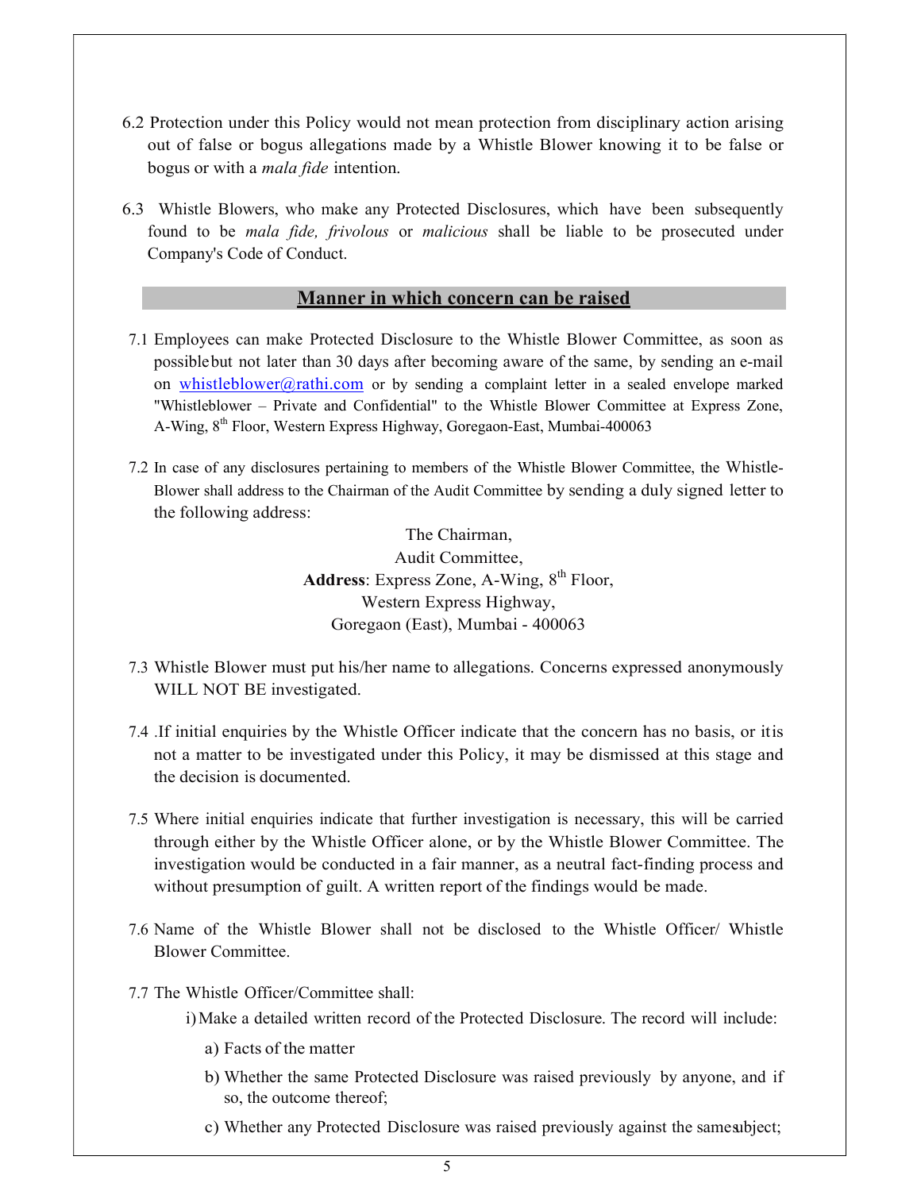6.2 Protection under this Policy would not mean protection from disciplinary action arising out of false or bogus allegations made by a Whistle Blower knowing it to be false or bogus or with a *mala fide* intention.

6.3 Whistle Blowers, who make any Protected Disclosures, which have been subsequently found to be *mala fide, frivolous* or *malicious* shall be liable to be prosecuted under Company's Code of Conduct.

## Manner in which concern can be raised

7.1 Employees can make Protected Disclosure to the Whistle Blower Committee, as soon as possible but not later than 30 days after becoming aware of the same, by sending an e-mail on whistleblower@rathi.com or by sending a complaint letter in a sealed envelope marked "Whistleblower – Private and Confidential" to the Whistle Blower Committee at Express Zone, A-Wing, 8th Floor, Western Express Highway, Goregaon-East, Mumbai-400063

7.2 In case of any disclosures pertaining to members of the Whistle Blower Committee, the Whistle-Blower shall address to the Chairman of the Audit Committee by sending a duly signed letter to the following address:

The Chairman,
Audit Committee,
**Address**: Express Zone, A-Wing, 8th Floor,
Western Express Highway,
Goregaon (East), Mumbai - 400063

7.3 Whistle Blower must put his/her name to allegations. Concerns expressed anonymously WILL NOT BE investigated.

7.4 .If initial enquiries by the Whistle Officer indicate that the concern has no basis, or it is not a matter to be investigated under this Policy, it may be dismissed at this stage and the decision is documented.

7.5 Where initial enquiries indicate that further investigation is necessary, this will be carried through either by the Whistle Officer alone, or by the Whistle Blower Committee. The investigation would be conducted in a fair manner, as a neutral fact-finding process and without presumption of guilt. A written report of the findings would be made.

7.6 Name of the Whistle Blower shall not be disclosed to the Whistle Officer/ Whistle Blower Committee.

7.7 The Whistle Officer/Committee shall:

i) Make a detailed written record of the Protected Disclosure. The record will include:

a) Facts of the matter

b) Whether the same Protected Disclosure was raised previously by anyone, and if so, the outcome thereof;

c) Whether any Protected Disclosure was raised previously against the same subject;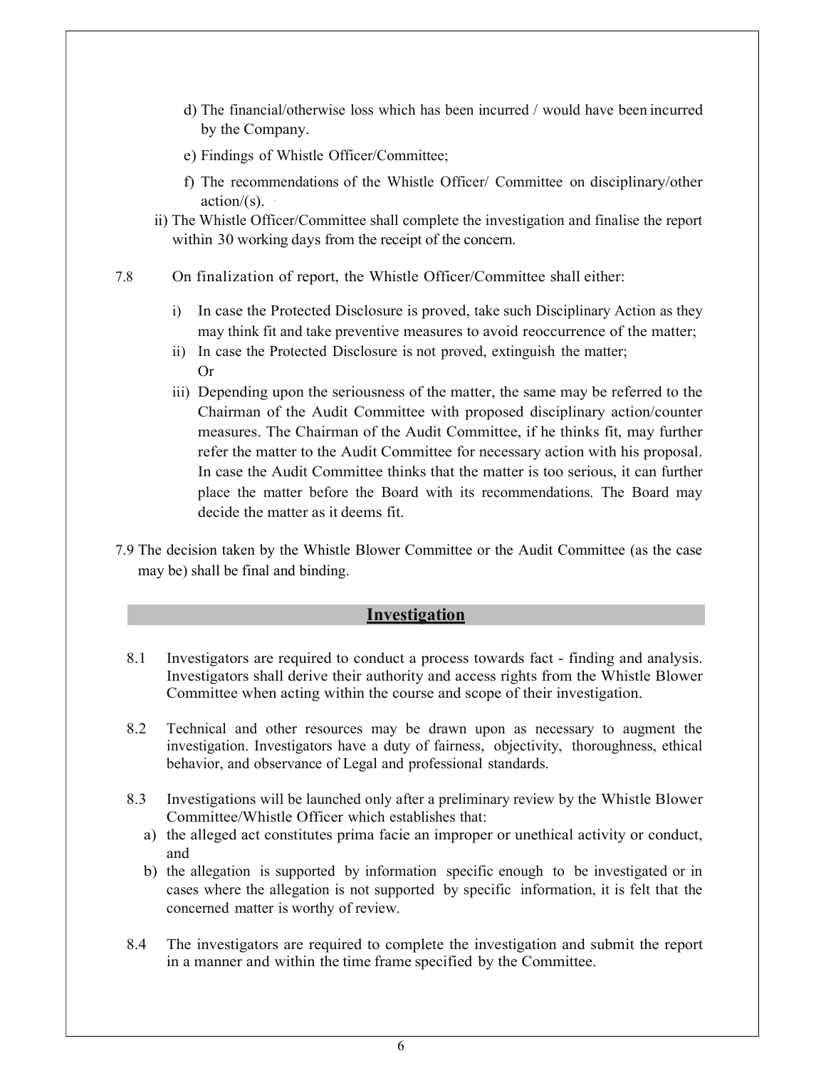d) The financial/otherwise loss which has been incurred / would have been incurred by the Company.

e) Findings of Whistle Officer/Committee;

f) The recommendations of the Whistle Officer/ Committee on disciplinary/other action/(s).

ii) The Whistle Officer/Committee shall complete the investigation and finalise the report within 30 working days from the receipt of the concern.

7.8 On finalization of report, the Whistle Officer/Committee shall either:

i) In case the Protected Disclosure is proved, take such Disciplinary Action as they may think fit and take preventive measures to avoid reoccurrence of the matter;

ii) In case the Protected Disclosure is not proved, extinguish the matter; Or

iii) Depending upon the seriousness of the matter, the same may be referred to the Chairman of the Audit Committee with proposed disciplinary action/counter measures. The Chairman of the Audit Committee, if he thinks fit, may further refer the matter to the Audit Committee for necessary action with his proposal. In case the Audit Committee thinks that the matter is too serious, it can further place the matter before the Board with its recommendations. The Board may decide the matter as it deems fit.

7.9 The decision taken by the Whistle Blower Committee or the Audit Committee (as the case may be) shall be final and binding.

## Investigation

8.1 Investigators are required to conduct a process towards fact - finding and analysis. Investigators shall derive their authority and access rights from the Whistle Blower Committee when acting within the course and scope of their investigation.

8.2 Technical and other resources may be drawn upon as necessary to augment the investigation. Investigators have a duty of fairness, objectivity, thoroughness, ethical behavior, and observance of Legal and professional standards.

8.3 Investigations will be launched only after a preliminary review by the Whistle Blower Committee/Whistle Officer which establishes that:

a) the alleged act constitutes prima facie an improper or unethical activity or conduct, and

b) the allegation is supported by information specific enough to be investigated or in cases where the allegation is not supported by specific information, it is felt that the concerned matter is worthy of review.

8.4 The investigators are required to complete the investigation and submit the report in a manner and within the time frame specified by the Committee.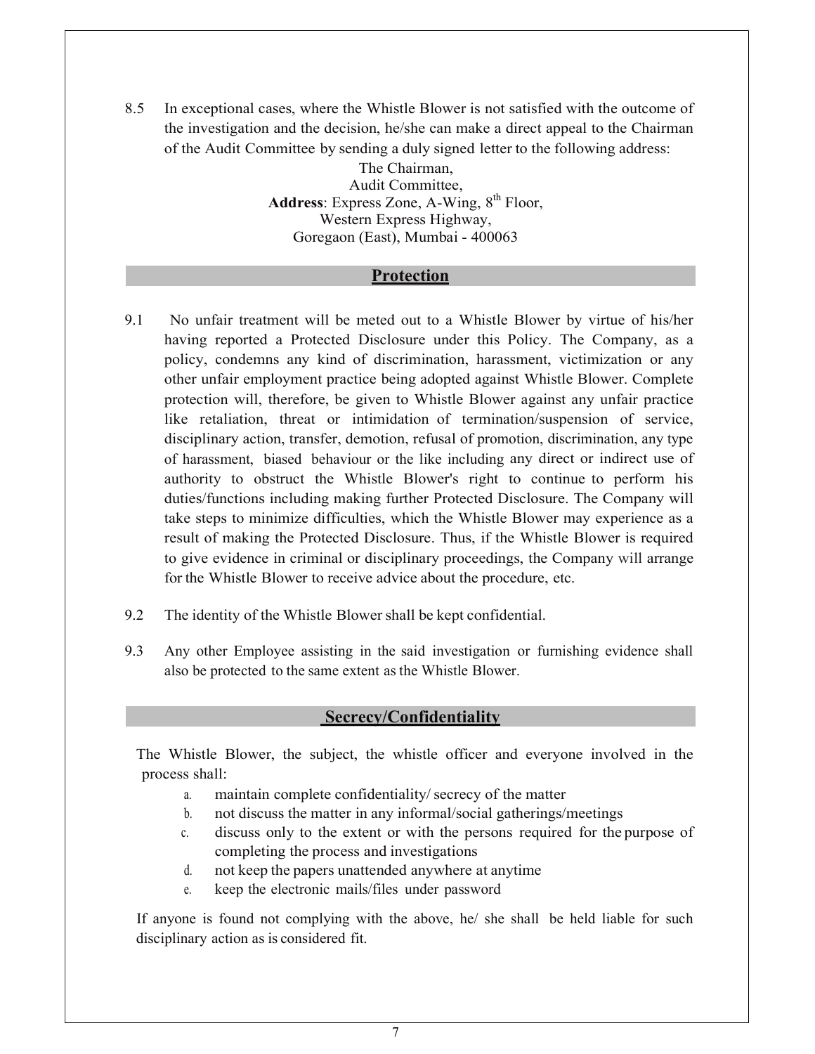8.5 In exceptional cases, where the Whistle Blower is not satisfied with the outcome of the investigation and the decision, he/she can make a direct appeal to the Chairman of the Audit Committee by sending a duly signed letter to the following address:

The Chairman,
Audit Committee,
**Address**: Express Zone, A-Wing, 8th Floor,
Western Express Highway,
Goregaon (East), Mumbai - 400063

## Protection

9.1 No unfair treatment will be meted out to a Whistle Blower by virtue of his/her having reported a Protected Disclosure under this Policy. The Company, as a policy, condemns any kind of discrimination, harassment, victimization or any other unfair employment practice being adopted against Whistle Blower. Complete protection will, therefore, be given to Whistle Blower against any unfair practice like retaliation, threat or intimidation of termination/suspension of service, disciplinary action, transfer, demotion, refusal of promotion, discrimination, any type of harassment, biased behaviour or the like including any direct or indirect use of authority to obstruct the Whistle Blower's right to continue to perform his duties/functions including making further Protected Disclosure. The Company will take steps to minimize difficulties, which the Whistle Blower may experience as a result of making the Protected Disclosure. Thus, if the Whistle Blower is required to give evidence in criminal or disciplinary proceedings, the Company will arrange for the Whistle Blower to receive advice about the procedure, etc.

9.2 The identity of the Whistle Blower shall be kept confidential.

9.3 Any other Employee assisting in the said investigation or furnishing evidence shall also be protected to the same extent as the Whistle Blower.

## Secrecy/Confidentiality

The Whistle Blower, the subject, the whistle officer and everyone involved in the process shall:

a. maintain complete confidentiality/ secrecy of the matter
b. not discuss the matter in any informal/social gatherings/meetings
c. discuss only to the extent or with the persons required for the purpose of completing the process and investigations
d. not keep the papers unattended anywhere at anytime
e. keep the electronic mails/files under password

If anyone is found not complying with the above, he/ she shall be held liable for such disciplinary action as is considered fit.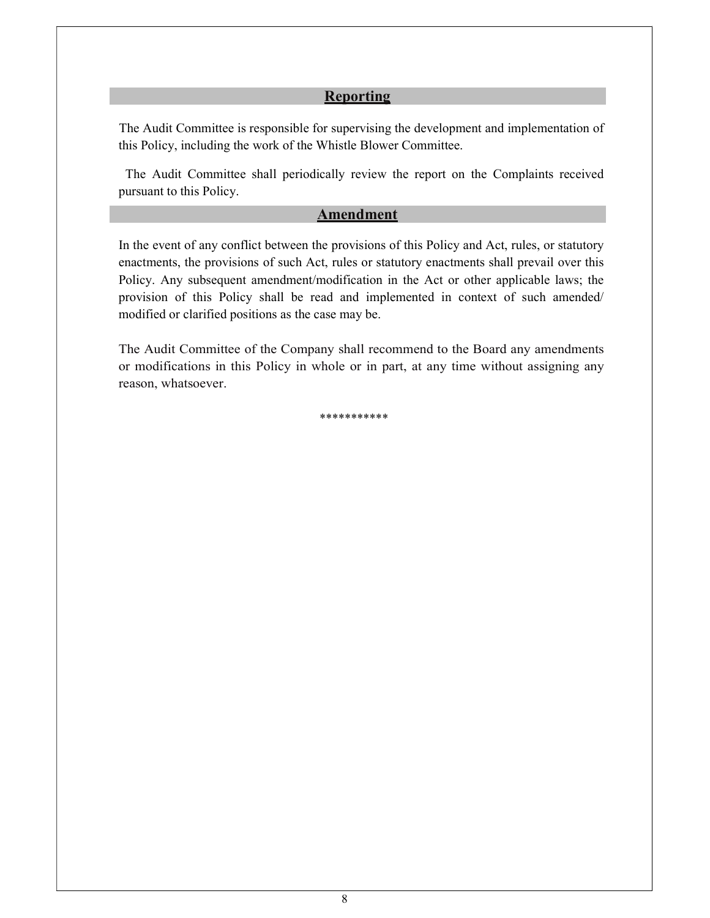## Reporting

The Audit Committee is responsible for supervising the development and implementation of this Policy, including the work of the Whistle Blower Committee.

The Audit Committee shall periodically review the report on the Complaints received pursuant to this Policy.

## Amendment

In the event of any conflict between the provisions of this Policy and Act, rules, or statutory enactments, the provisions of such Act, rules or statutory enactments shall prevail over this Policy. Any subsequent amendment/modification in the Act or other applicable laws; the provision of this Policy shall be read and implemented in context of such amended/ modified or clarified positions as the case may be.

The Audit Committee of the Company shall recommend to the Board any amendments or modifications in this Policy in whole or in part, at any time without assigning any reason, whatsoever.

***********